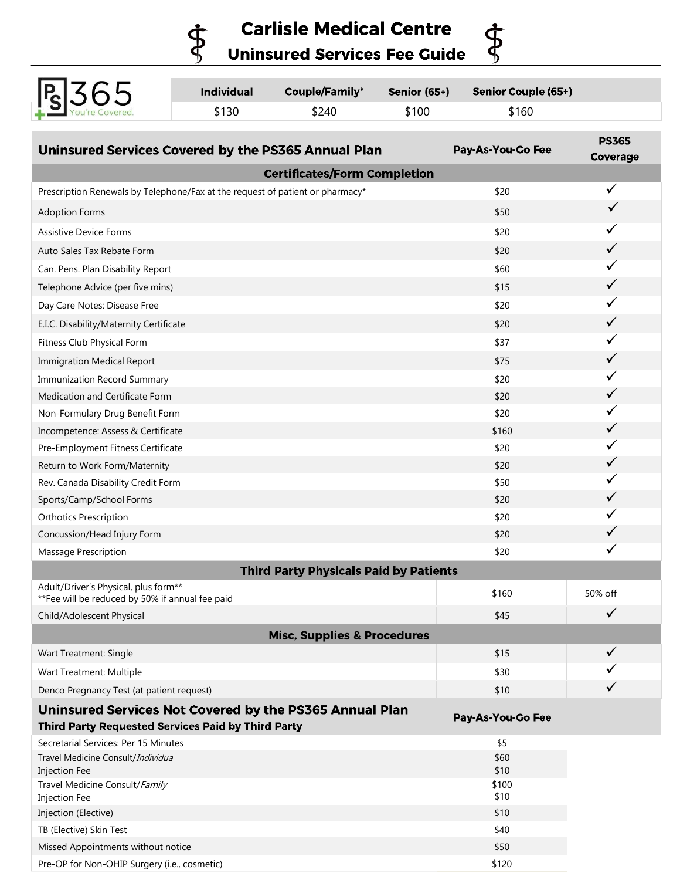# Carlisle Medical Centre
## Uninsured Services Fee Guide

| PS365 You're Covered. | Individual | Couple/Family* | Senior (65+) | Senior Couple (65+) |
|---|---|---|---|---|
| | $130 | $240 | $100 | $160 |

| Uninsured Services Covered by the PS365 Annual Plan | Pay-As-You-Go Fee | PS365 Coverage |
|---|---|---|
| **Certificates/Form Completion** | | |
| Prescription Renewals by Telephone/Fax at the request of patient or pharmacy* | $20 | ✓ |
| Adoption Forms | $50 | ✓ |
| Assistive Device Forms | $20 | ✓ |
| Auto Sales Tax Rebate Form | $20 | ✓ |
| Can. Pens. Plan Disability Report | $60 | ✓ |
| Telephone Advice (per five mins) | $15 | ✓ |
| Day Care Notes: Disease Free | $20 | ✓ |
| E.I.C. Disability/Maternity Certificate | $20 | ✓ |
| Fitness Club Physical Form | $37 | ✓ |
| Immigration Medical Report | $75 | ✓ |
| Immunization Record Summary | $20 | ✓ |
| Medication and Certificate Form | $20 | ✓ |
| Non-Formulary Drug Benefit Form | $20 | ✓ |
| Incompetence: Assess & Certificate | $160 | ✓ |
| Pre-Employment Fitness Certificate | $20 | ✓ |
| Return to Work Form/Maternity | $20 | ✓ |
| Rev. Canada Disability Credit Form | $50 | ✓ |
| Sports/Camp/School Forms | $20 | ✓ |
| Orthotics Prescription | $20 | ✓ |
| Concussion/Head Injury Form | $20 | ✓ |
| Massage Prescription | $20 | ✓ |
| **Third Party Physicals Paid by Patients** | | |
| Adult/Driver's Physical, plus form** **Fee will be reduced by 50% if annual fee paid | $160 | 50% off |
| Child/Adolescent Physical | $45 | ✓ |
| **Misc, Supplies & Procedures** | | |
| Wart Treatment: Single | $15 | ✓ |
| Wart Treatment: Multiple | $30 | ✓ |
| Denco Pregnancy Test (at patient request) | $10 | ✓ |

| Uninsured Services Not Covered by the PS365 Annual Plan<br>Third Party Requested Services Paid by Third Party | Pay-As-You-Go Fee |
|---|---|
| Secretarial Services: Per 15 Minutes | $5 |
| Travel Medicine Consult/*Individua* | $60 |
| Injection Fee | $10 |
| Travel Medicine Consult/*Family* | $100 |
| Injection Fee | $10 |
| Injection (Elective) | $10 |
| TB (Elective) Skin Test | $40 |
| Missed Appointments without notice | $50 |
| Pre-OP for Non-OHIP Surgery (i.e., cosmetic) | $120 |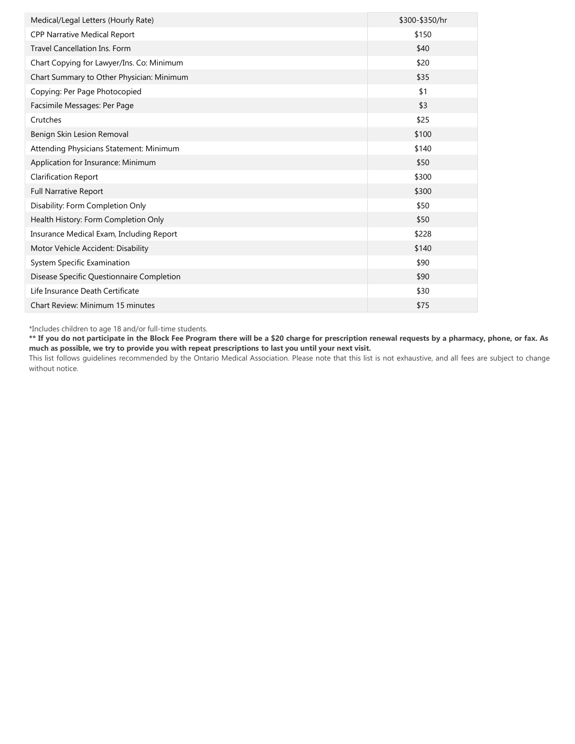| | |
|---|---|
| Medical/Legal Letters (Hourly Rate) | $300-$350/hr |
| CPP Narrative Medical Report | $150 |
| Travel Cancellation Ins. Form | $40 |
| Chart Copying for Lawyer/Ins. Co: Minimum | $20 |
| Chart Summary to Other Physician: Minimum | $35 |
| Copying: Per Page Photocopied | $1 |
| Facsimile Messages: Per Page | $3 |
| Crutches | $25 |
| Benign Skin Lesion Removal | $100 |
| Attending Physicians Statement: Minimum | $140 |
| Application for Insurance: Minimum | $50 |
| Clarification Report | $300 |
| Full Narrative Report | $300 |
| Disability: Form Completion Only | $50 |
| Health History: Form Completion Only | $50 |
| Insurance Medical Exam, Including Report | $228 |
| Motor Vehicle Accident: Disability | $140 |
| System Specific Examination | $90 |
| Disease Specific Questionnaire Completion | $90 |
| Life Insurance Death Certificate | $30 |
| Chart Review: Minimum 15 minutes | $75 |

*Includes children to age 18 and/or full-time students.

**** If you do not participate in the Block Fee Program there will be a $20 charge for prescription renewal requests by a pharmacy, phone, or fax. As much as possible, we try to provide you with repeat prescriptions to last you until your next visit.**

This list follows guidelines recommended by the Ontario Medical Association. Please note that this list is not exhaustive, and all fees are subject to change without notice.